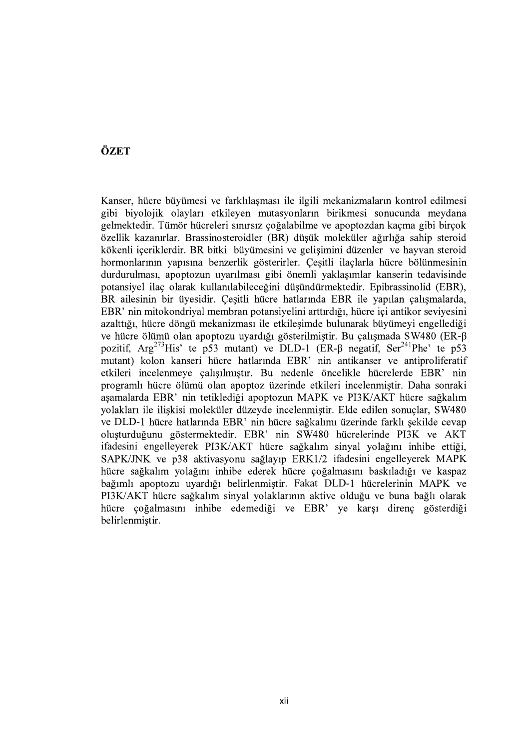# ÖZET

Kanser, hücre büyümesi ve farklılaşması ile ilgili mekanizmaların kontrol edilmesi gibi biyolojik olayları etkileyen mutasyonların birikmesi sonucunda meydana gelmektedir. Tümör hücreleri sınırsız çoğalabilme ve apoptozdan kaçma gibi birçok özellik kazanırlar. Brassinosteroidler (BR) düşük moleküler ağırlığa sahip steroid kökenli içeriklerdir. BR bitki büyümesini ve gelişimini düzenler ve hayvan steroid hormonlarının yapısına benzerlik gösterirler. Çeşitli ilaçlarla hücre bölünmesinin durdurulması, apoptozun uyarılması gibi önemli yaklaşımlar kanserin tedavisinde potansiyel ilaç olarak kullanılabileceğini düşündürmektedir. Epibrassinolid (EBR), BR ailesinin bir üyesidir. Çeşitli hücre hatlarında EBR ile yapılan çalışmalarda, EBR' nin mitokondriyal membran potansiyelini arttırdığı, hücre içi antikor seviyesini azalttığı, hücre döngü mekanizması ile etkileşimde bulunarak büyümeyi engellediği ve hücre ölümü olan apoptozu uyardığı gösterilmiştir. Bu çalışmada SW480 (ER-β pozitif, $Arg^{273}His$' te p53 mutant) ve DLD-1 (ER-β negatif, $Ser^{241}Phe$' te p53 mutant) kolon kanseri hücre hatlarında EBR' nin antikanser ve antiproliferatif etkileri incelenmeye çalışılmıştır. Bu nedenle öncelikle hücrelerde EBR' nin programlı hücre ölümü olan apoptoz üzerinde etkileri incelenmiştir. Daha sonraki aşamalarda EBR' nin tetiklediği apoptozun MAPK ve PI3K/AKT hücre sağkalım yolakları ile ilişkisi moleküler düzeyde incelenmiştir. Elde edilen sonuçlar, SW480 ve DLD-1 hücre hatlarında EBR' nin hücre sağkalımı üzerinde farklı şekilde cevap oluşturduğunu göstermektedir. EBR' nin SW480 hücrelerinde PI3K ve AKT ifadesini engelleyerek PI3K/AKT hücre sağkalım sinyal yolağını inhibe ettiği, SAPK/JNK ve p38 aktivasyonu sağlayıp ERK1/2 ifadesini engelleyerek MAPK hücre sağkalım yolağını inhibe ederek hücre çoğalmasını baskıladığı ve kaspaz bağımlı apoptozu uyardığı belirlenmiştir. Fakat DLD-1 hücrelerinin MAPK ve PI3K/AKT hücre sağkalım sinyal yolaklarının aktive olduğu ve buna bağlı olarak hücre çoğalmasını inhibe edemediği ve EBR' ye karşı direnç gösterdiği belirlenmiştir.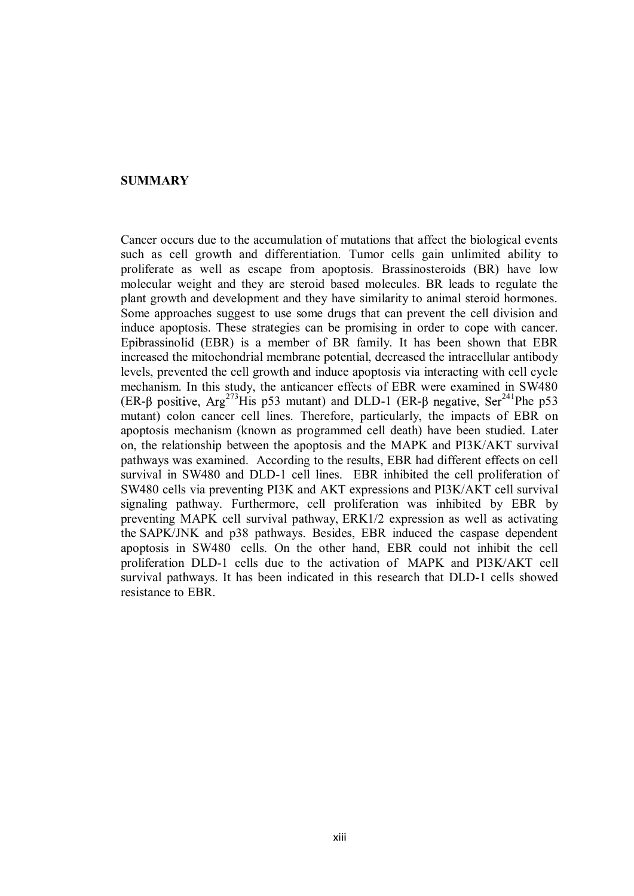## SUMMARY

Cancer occurs due to the accumulation of mutations that affect the biological events such as cell growth and differentiation. Tumor cells gain unlimited ability to proliferate as well as escape from apoptosis. Brassinosteroids (BR) have low molecular weight and they are steroid based molecules. BR leads to regulate the plant growth and development and they have similarity to animal steroid hormones. Some approaches suggest to use some drugs that can prevent the cell division and induce apoptosis. These strategies can be promising in order to cope with cancer. Epibrassinolid (EBR) is a member of BR family. It has been shown that EBR increased the mitochondrial membrane potential, decreased the intracellular antibody levels, prevented the cell growth and induce apoptosis via interacting with cell cycle mechanism. In this study, the anticancer effects of EBR were examined in SW480 (ER-β positive, $Arg^{273}$His p53 mutant) and DLD-1 (ER-β negative, $Ser^{241}$Phe p53 mutant) colon cancer cell lines. Therefore, particularly, the impacts of EBR on apoptosis mechanism (known as programmed cell death) have been studied. Later on, the relationship between the apoptosis and the MAPK and PI3K/AKT survival pathways was examined. According to the results, EBR had different effects on cell survival in SW480 and DLD-1 cell lines. EBR inhibited the cell proliferation of SW480 cells via preventing PI3K and AKT expressions and PI3K/AKT cell survival signaling pathway. Furthermore, cell proliferation was inhibited by EBR by preventing MAPK cell survival pathway, ERK1/2 expression as well as activating the SAPK/JNK and p38 pathways. Besides, EBR induced the caspase dependent apoptosis in SW480 cells. On the other hand, EBR could not inhibit the cell proliferation DLD-1 cells due to the activation of MAPK and PI3K/AKT cell survival pathways. It has been indicated in this research that DLD-1 cells showed resistance to EBR.